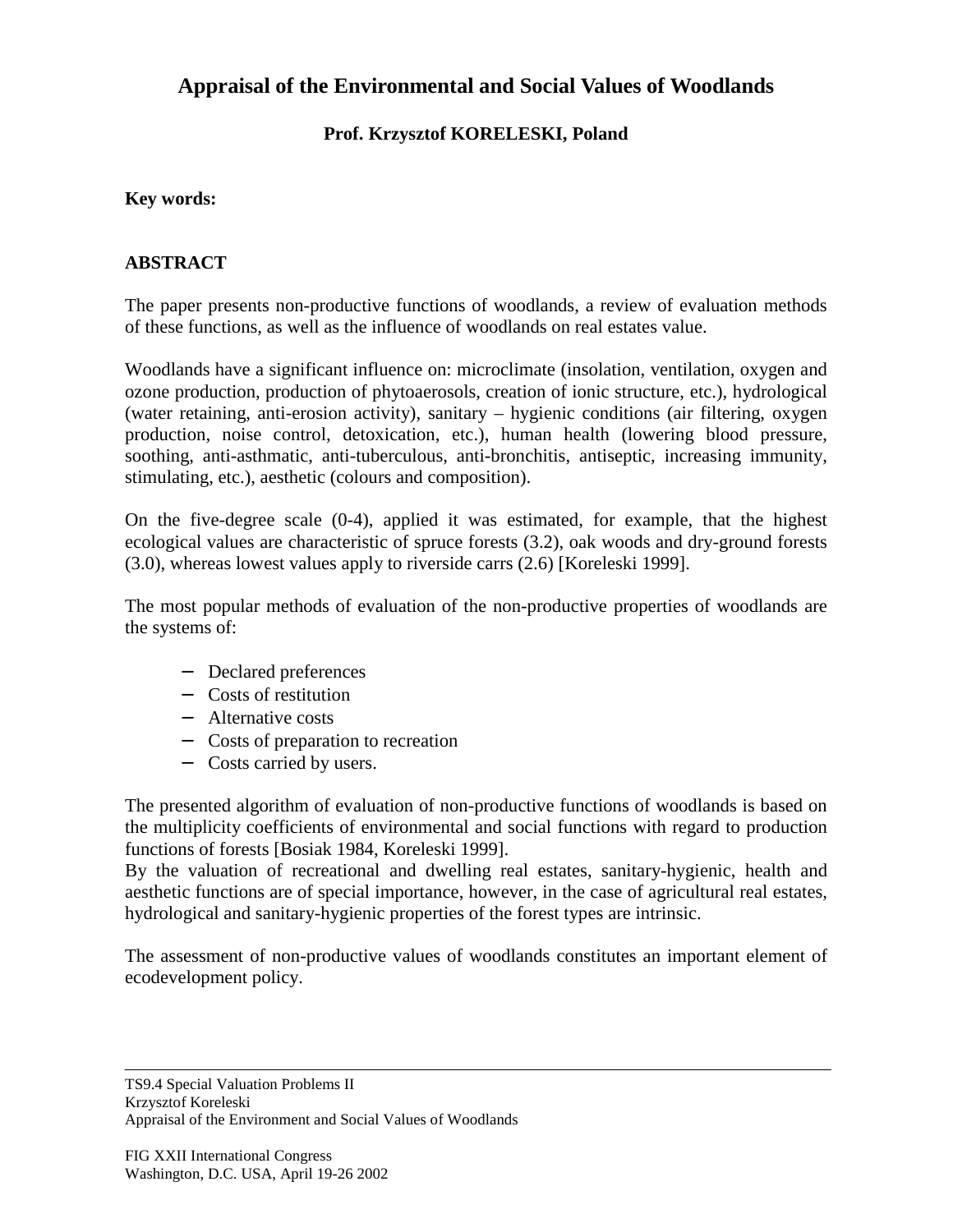# Appraisal of the Environmental and Social Values of Woodlands

**Prof. Krzysztof KORELESKI, Poland**

**Key words:**

## ABSTRACT

The paper presents non-productive functions of woodlands, a review of evaluation methods of these functions, as well as the influence of woodlands on real estates value.

Woodlands have a significant influence on: microclimate (insolation, ventilation, oxygen and ozone production, production of phytoaerosols, creation of ionic structure, etc.), hydrological (water retaining, anti-erosion activity), sanitary – hygienic conditions (air filtering, oxygen production, noise control, detoxication, etc.), human health (lowering blood pressure, soothing, anti-asthmatic, anti-tuberculous, anti-bronchitis, antiseptic, increasing immunity, stimulating, etc.), aesthetic (colours and composition).

On the five-degree scale (0-4), applied it was estimated, for example, that the highest ecological values are characteristic of spruce forests (3.2), oak woods and dry-ground forests (3.0), whereas lowest values apply to riverside carrs (2.6) [Koreleski 1999].

The most popular methods of evaluation of the non-productive properties of woodlands are the systems of:

- Declared preferences
- Costs of restitution
- Alternative costs
- Costs of preparation to recreation
- Costs carried by users.

The presented algorithm of evaluation of non-productive functions of woodlands is based on the multiplicity coefficients of environmental and social functions with regard to production functions of forests [Bosiak 1984, Koreleski 1999].
By the valuation of recreational and dwelling real estates, sanitary-hygienic, health and aesthetic functions are of special importance, however, in the case of agricultural real estates, hydrological and sanitary-hygienic properties of the forest types are intrinsic.

The assessment of non-productive values of woodlands constitutes an important element of ecodevelopment policy.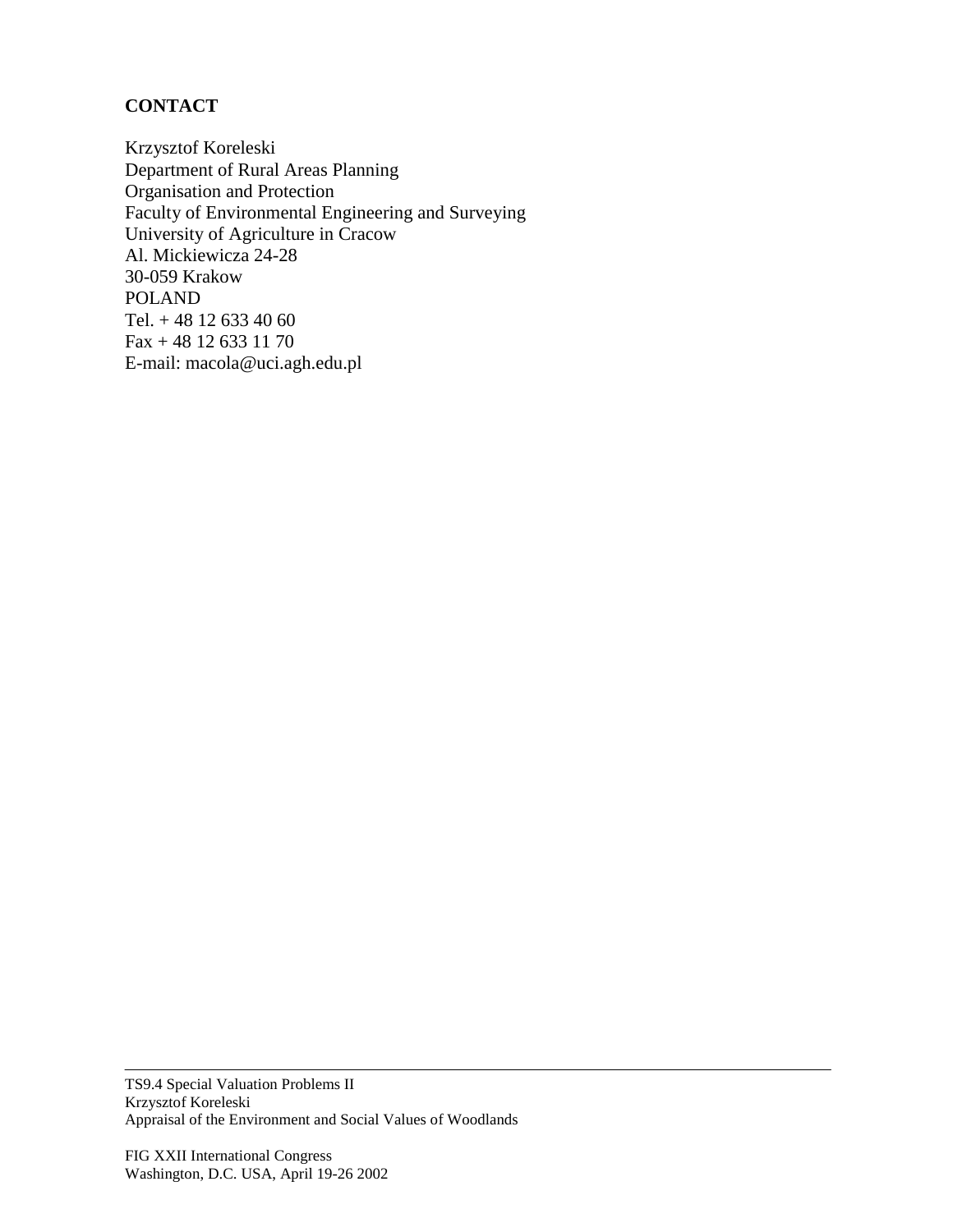## CONTACT

Krzysztof Koreleski
Department of Rural Areas Planning
Organisation and Protection
Faculty of Environmental Engineering and Surveying
University of Agriculture in Cracow
Al. Mickiewicza 24-28
30-059 Krakow
POLAND
Tel. + 48 12 633 40 60
Fax + 48 12 633 11 70
E-mail: macola@uci.agh.edu.pl